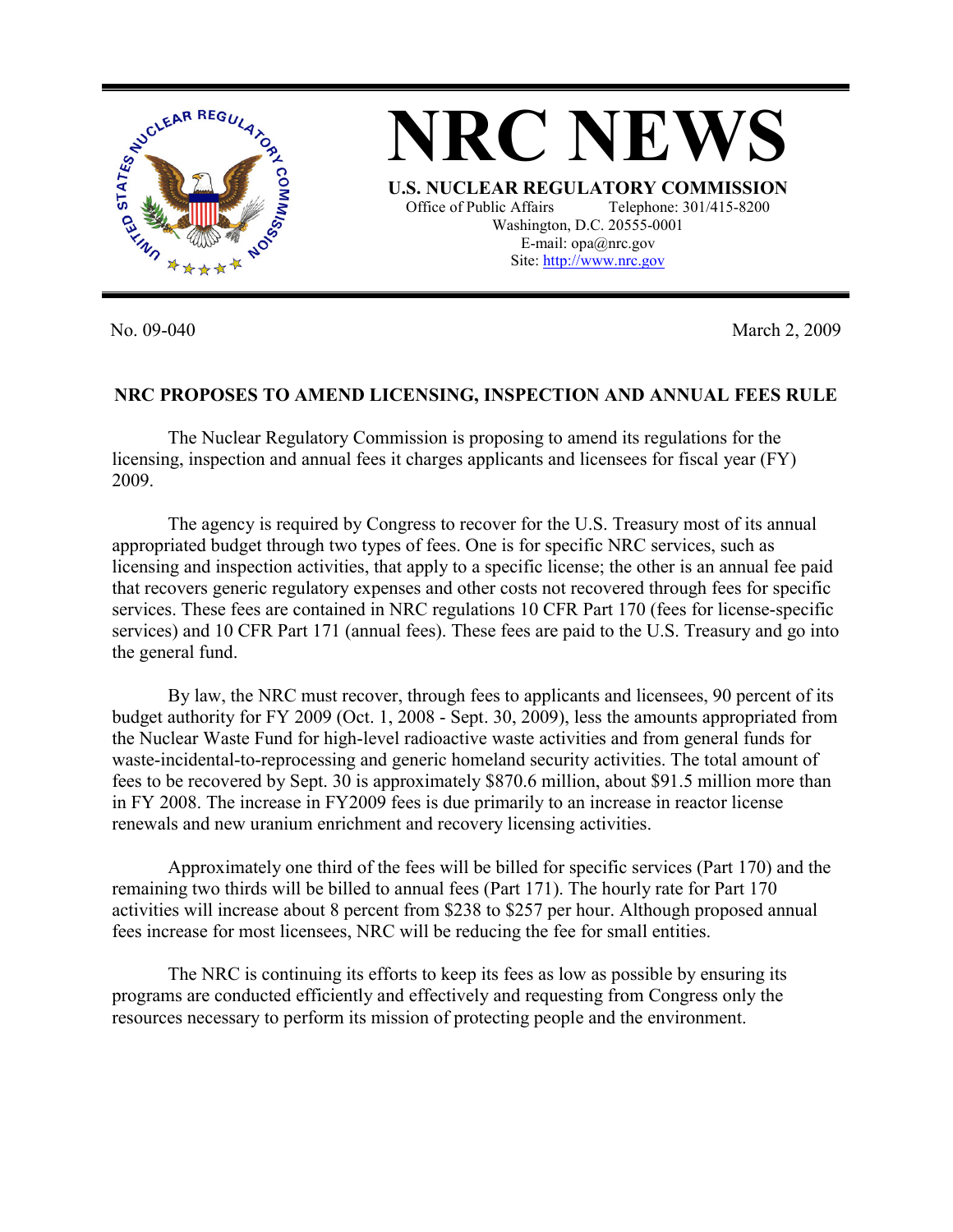# NRC NEWS

**U.S. NUCLEAR REGULATORY COMMISSION**

Office of Public Affairs Telephone: 301/415-8200
Washington, D.C. 20555-0001
E-mail: opa@nrc.gov
Site: http://www.nrc.gov

No. 09-040 March 2, 2009

**NRC PROPOSES TO AMEND LICENSING, INSPECTION AND ANNUAL FEES RULE**

The Nuclear Regulatory Commission is proposing to amend its regulations for the licensing, inspection and annual fees it charges applicants and licensees for fiscal year (FY) 2009.

The agency is required by Congress to recover for the U.S. Treasury most of its annual appropriated budget through two types of fees. One is for specific NRC services, such as licensing and inspection activities, that apply to a specific license; the other is an annual fee paid that recovers generic regulatory expenses and other costs not recovered through fees for specific services. These fees are contained in NRC regulations 10 CFR Part 170 (fees for license-specific services) and 10 CFR Part 171 (annual fees). These fees are paid to the U.S. Treasury and go into the general fund.

By law, the NRC must recover, through fees to applicants and licensees, 90 percent of its budget authority for FY 2009 (Oct. 1, 2008 - Sept. 30, 2009), less the amounts appropriated from the Nuclear Waste Fund for high-level radioactive waste activities and from general funds for waste-incidental-to-reprocessing and generic homeland security activities. The total amount of fees to be recovered by Sept. 30 is approximately $870.6 million, about $91.5 million more than in FY 2008. The increase in FY2009 fees is due primarily to an increase in reactor license renewals and new uranium enrichment and recovery licensing activities.

Approximately one third of the fees will be billed for specific services (Part 170) and the remaining two thirds will be billed to annual fees (Part 171). The hourly rate for Part 170 activities will increase about 8 percent from $238 to $257 per hour. Although proposed annual fees increase for most licensees, NRC will be reducing the fee for small entities.

The NRC is continuing its efforts to keep its fees as low as possible by ensuring its programs are conducted efficiently and effectively and requesting from Congress only the resources necessary to perform its mission of protecting people and the environment.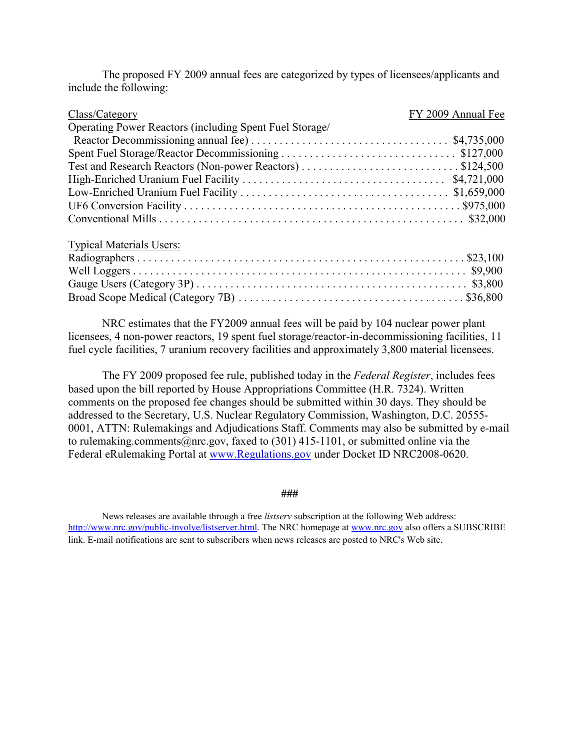The proposed FY 2009 annual fees are categorized by types of licensees/applicants and include the following:

| Class/Category | FY 2009 Annual Fee |
|---|---|
| Operating Power Reactors (including Spent Fuel Storage/ Reactor Decommissioning annual fee) | $4,735,000 |
| Spent Fuel Storage/Reactor Decommissioning | $127,000 |
| Test and Research Reactors (Non-power Reactors) | $124,500 |
| High-Enriched Uranium Fuel Facility | $4,721,000 |
| Low-Enriched Uranium Fuel Facility | $1,659,000 |
| UF6 Conversion Facility | $975,000 |
| Conventional Mills | $32,000 |
| Typical Materials Users: | |
| Radiographers | $23,100 |
| Well Loggers | $9,900 |
| Gauge Users (Category 3P) | $3,800 |
| Broad Scope Medical (Category 7B) | $36,800 |

NRC estimates that the FY2009 annual fees will be paid by 104 nuclear power plant licensees, 4 non-power reactors, 19 spent fuel storage/reactor-in-decommissioning facilities, 11 fuel cycle facilities, 7 uranium recovery facilities and approximately 3,800 material licensees.

The FY 2009 proposed fee rule, published today in the *Federal Register*, includes fees based upon the bill reported by House Appropriations Committee (H.R. 7324). Written comments on the proposed fee changes should be submitted within 30 days. They should be addressed to the Secretary, U.S. Nuclear Regulatory Commission, Washington, D.C. 20555-0001, ATTN: Rulemakings and Adjudications Staff. Comments may also be submitted by e-mail to rulemaking.comments@nrc.gov, faxed to (301) 415-1101, or submitted online via the Federal eRulemaking Portal at [www.Regulations.gov](http://www.Regulations.gov) under Docket ID NRC2008-0620.

###

News releases are available through a free *listserv* subscription at the following Web address: [http://www.nrc.gov/public-involve/listserver.html](http://www.nrc.gov/public-involve/listserver.html). The NRC homepage at [www.nrc.gov](http://www.nrc.gov) also offers a SUBSCRIBE link. E-mail notifications are sent to subscribers when news releases are posted to NRC's Web site.